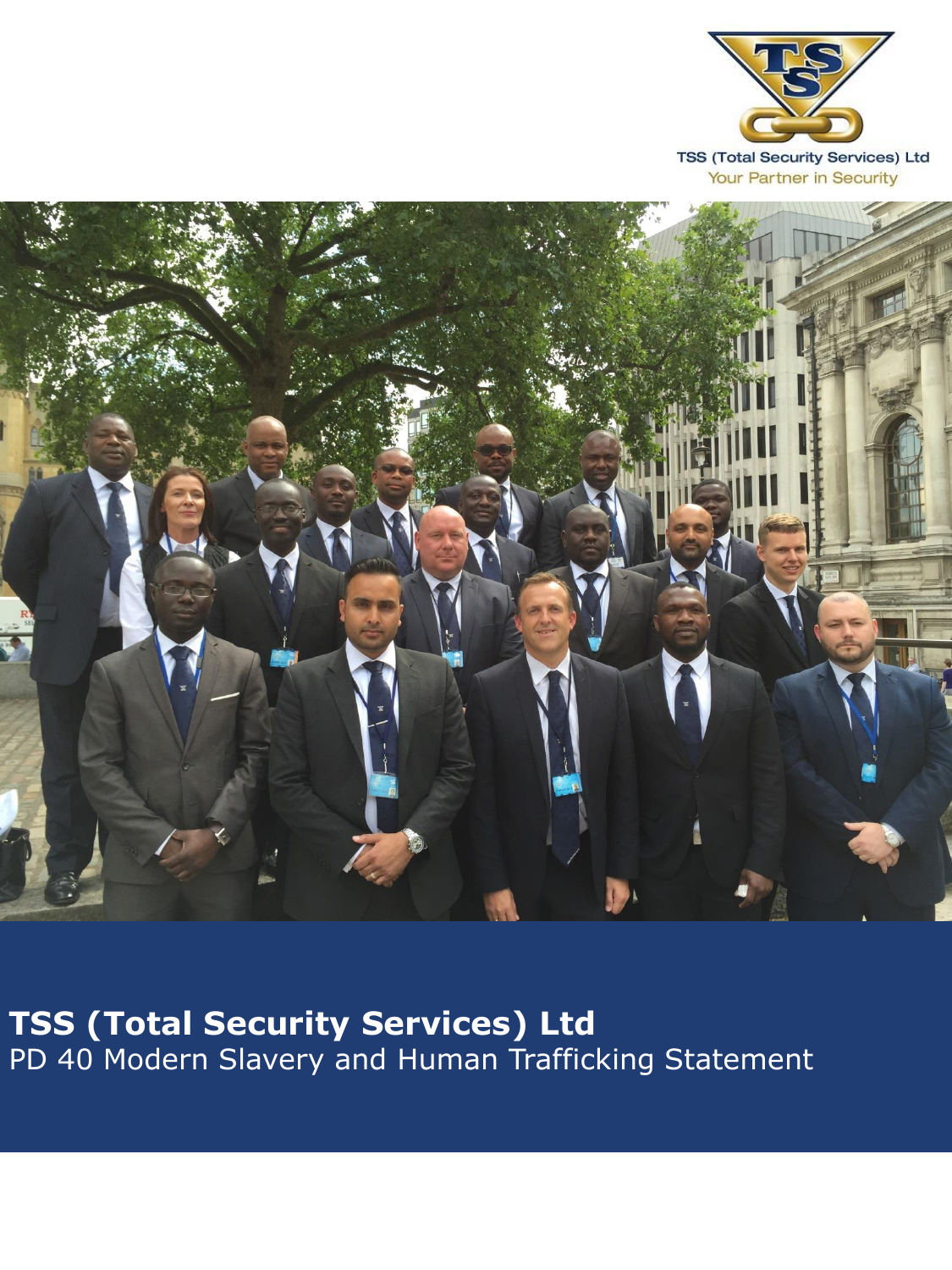TSS (Total Security Services) Ltd
Your Partner in Security

# TSS (Total Security Services) Ltd

PD 40 Modern Slavery and Human Trafficking Statement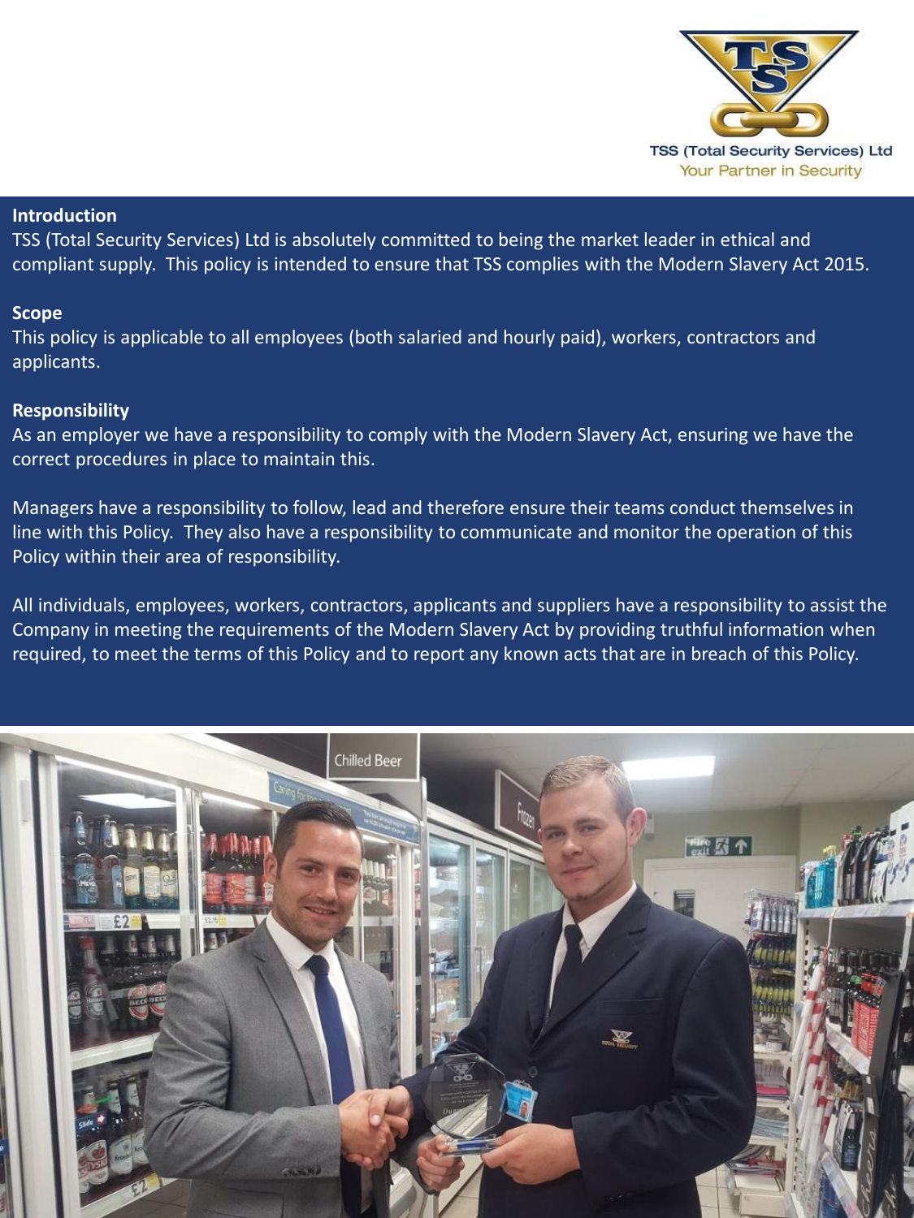TSS (Total Security Services) Ltd
Your Partner in Security

## Introduction

TSS (Total Security Services) Ltd is absolutely committed to being the market leader in ethical and compliant supply. This policy is intended to ensure that TSS complies with the Modern Slavery Act 2015.

## Scope

This policy is applicable to all employees (both salaried and hourly paid), workers, contractors and applicants.

## Responsibility

As an employer we have a responsibility to comply with the Modern Slavery Act, ensuring we have the correct procedures in place to maintain this.

Managers have a responsibility to follow, lead and therefore ensure their teams conduct themselves in line with this Policy. They also have a responsibility to communicate and monitor the operation of this Policy within their area of responsibility.

All individuals, employees, workers, contractors, applicants and suppliers have a responsibility to assist the Company in meeting the requirements of the Modern Slavery Act by providing truthful information when required, to meet the terms of this Policy and to report any known acts that are in breach of this Policy.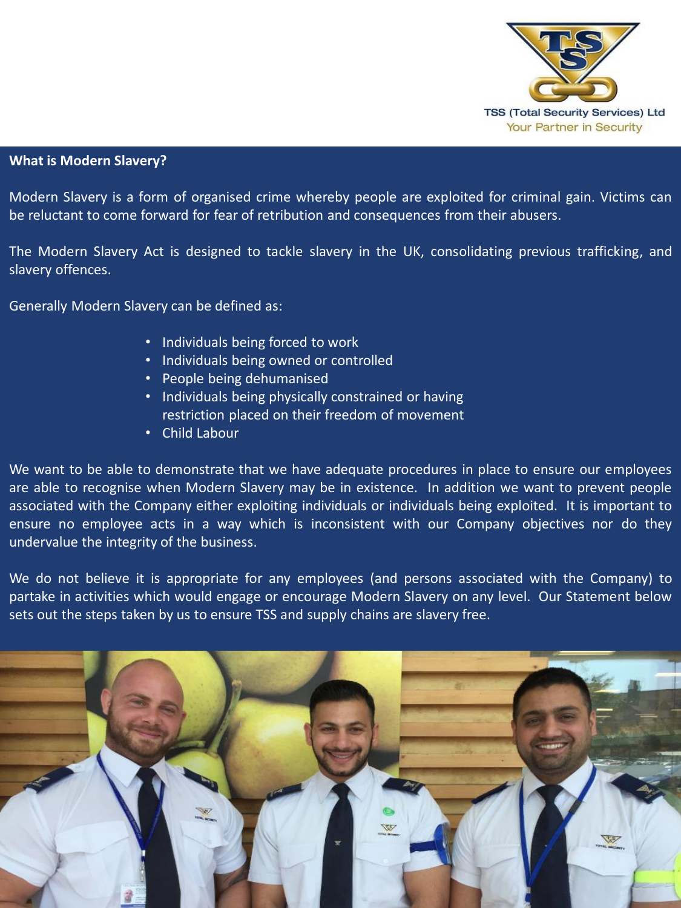TSS (Total Security Services) Ltd
Your Partner in Security

**What is Modern Slavery?**

Modern Slavery is a form of organised crime whereby people are exploited for criminal gain. Victims can be reluctant to come forward for fear of retribution and consequences from their abusers.

The Modern Slavery Act is designed to tackle slavery in the UK, consolidating previous trafficking, and slavery offences.

Generally Modern Slavery can be defined as:

- Individuals being forced to work
- Individuals being owned or controlled
- People being dehumanised
- Individuals being physically constrained or having restriction placed on their freedom of movement
- Child Labour

We want to be able to demonstrate that we have adequate procedures in place to ensure our employees are able to recognise when Modern Slavery may be in existence. In addition we want to prevent people associated with the Company either exploiting individuals or individuals being exploited. It is important to ensure no employee acts in a way which is inconsistent with our Company objectives nor do they undervalue the integrity of the business.

We do not believe it is appropriate for any employees (and persons associated with the Company) to partake in activities which would engage or encourage Modern Slavery on any level. Our Statement below sets out the steps taken by us to ensure TSS and supply chains are slavery free.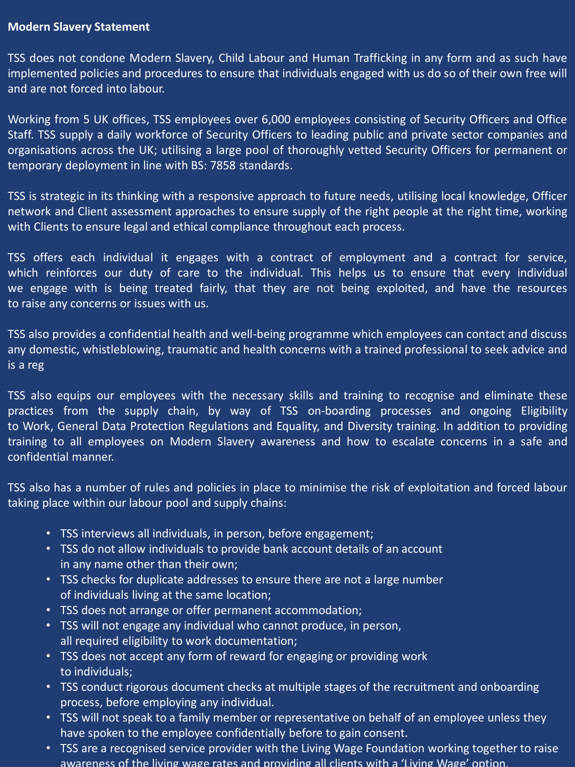**Modern Slavery Statement**

TSS does not condone Modern Slavery, Child Labour and Human Trafficking in any form and as such have implemented policies and procedures to ensure that individuals engaged with us do so of their own free will and are not forced into labour.

Working from 5 UK offices, TSS employees over 6,000 employees consisting of Security Officers and Office Staff. TSS supply a daily workforce of Security Officers to leading public and private sector companies and organisations across the UK; utilising a large pool of thoroughly vetted Security Officers for permanent or temporary deployment in line with BS: 7858 standards.

TSS is strategic in its thinking with a responsive approach to future needs, utilising local knowledge, Officer network and Client assessment approaches to ensure supply of the right people at the right time, working with Clients to ensure legal and ethical compliance throughout each process.

TSS offers each individual it engages with a contract of employment and a contract for service, which reinforces our duty of care to the individual. This helps us to ensure that every individual we engage with is being treated fairly, that they are not being exploited, and have the resources to raise any concerns or issues with us.

TSS also provides a confidential health and well-being programme which employees can contact and discuss any domestic, whistleblowing, traumatic and health concerns with a trained professional to seek advice and is a reg

TSS also equips our employees with the necessary skills and training to recognise and eliminate these practices from the supply chain, by way of TSS on-boarding processes and ongoing Eligibility to Work, General Data Protection Regulations and Equality, and Diversity training. In addition to providing training to all employees on Modern Slavery awareness and how to escalate concerns in a safe and confidential manner.

TSS also has a number of rules and policies in place to minimise the risk of exploitation and forced labour taking place within our labour pool and supply chains:

- TSS interviews all individuals, in person, before engagement;
- TSS do not allow individuals to provide bank account details of an account in any name other than their own;
- TSS checks for duplicate addresses to ensure there are not a large number of individuals living at the same location;
- TSS does not arrange or offer permanent accommodation;
- TSS will not engage any individual who cannot produce, in person, all required eligibility to work documentation;
- TSS does not accept any form of reward for engaging or providing work to individuals;
- TSS conduct rigorous document checks at multiple stages of the recruitment and onboarding process, before employing any individual.
- TSS will not speak to a family member or representative on behalf of an employee unless they have spoken to the employee confidentially before to gain consent.
- TSS are a recognised service provider with the Living Wage Foundation working together to raise awareness of the living wage rates and providing all clients with a 'Living Wage' option.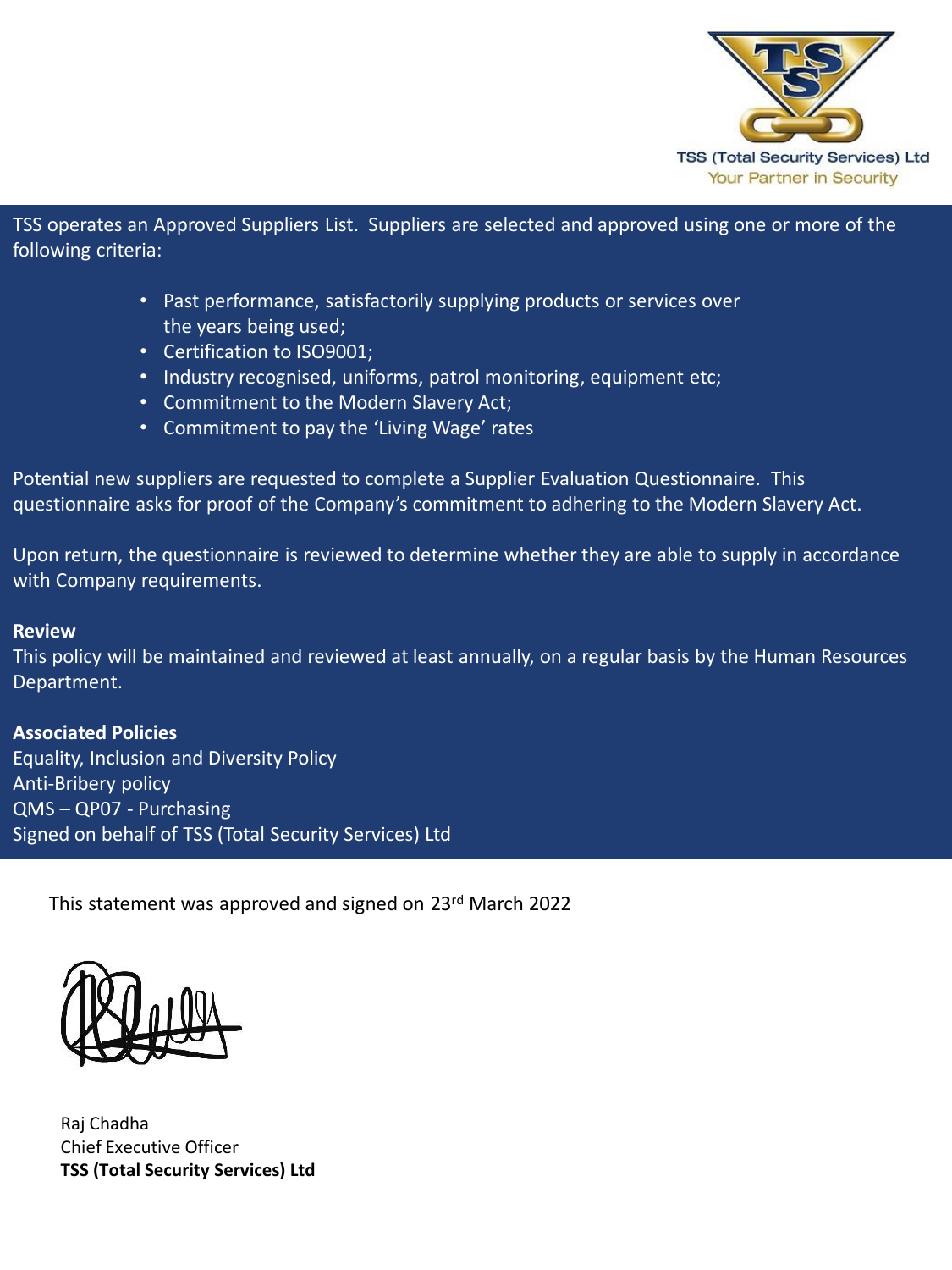TSS (Total Security Services) Ltd
Your Partner in Security

TSS operates an Approved Suppliers List. Suppliers are selected and approved using one or more of the following criteria:

- Past performance, satisfactorily supplying products or services over the years being used;
- Certification to ISO9001;
- Industry recognised, uniforms, patrol monitoring, equipment etc;
- Commitment to the Modern Slavery Act;
- Commitment to pay the 'Living Wage' rates

Potential new suppliers are requested to complete a Supplier Evaluation Questionnaire. This questionnaire asks for proof of the Company's commitment to adhering to the Modern Slavery Act.

Upon return, the questionnaire is reviewed to determine whether they are able to supply in accordance with Company requirements.

**Review**

This policy will be maintained and reviewed at least annually, on a regular basis by the Human Resources Department.

**Associated Policies**

Equality, Inclusion and Diversity Policy
Anti-Bribery policy
QMS – QP07 - Purchasing
Signed on behalf of TSS (Total Security Services) Ltd

This statement was approved and signed on 23rd March 2022

Raj Chadha
Chief Executive Officer
**TSS (Total Security Services) Ltd**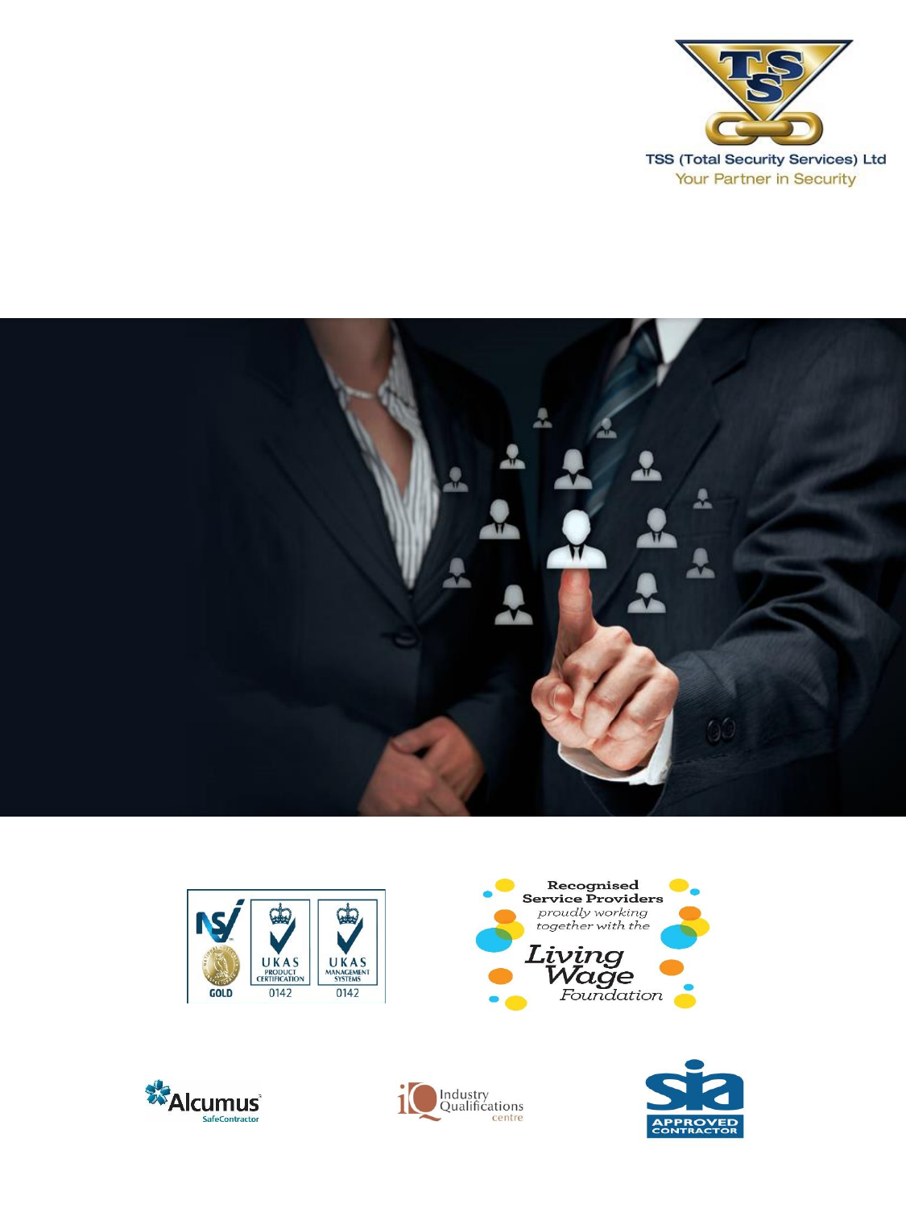TSS (Total Security Services) Ltd

Your Partner in Security